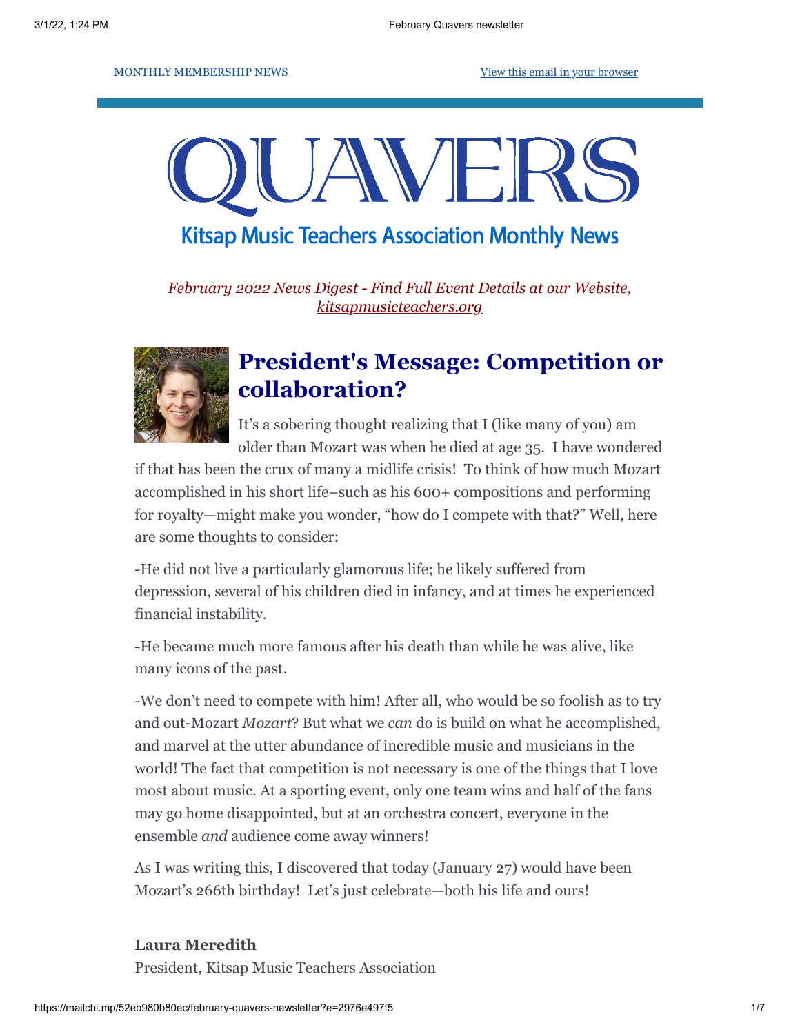MONTHLY MEMBERSHIP NEWS

View this email in your browser

# QUAVERS

## Kitsap Music Teachers Association Monthly News

*February 2022 News Digest - Find Full Event Details at our Website, kitsapmusicteachers.org*

## President's Message: Competition or collaboration?

It's a sobering thought realizing that I (like many of you) am older than Mozart was when he died at age 35. I have wondered if that has been the crux of many a midlife crisis! To think of how much Mozart accomplished in his short life–such as his 600+ compositions and performing for royalty—might make you wonder, "how do I compete with that?" Well, here are some thoughts to consider:

-He did not live a particularly glamorous life; he likely suffered from depression, several of his children died in infancy, and at times he experienced financial instability.

-He became much more famous after his death than while he was alive, like many icons of the past.

-We don't need to compete with him! After all, who would be so foolish as to try and out-Mozart *Mozart*? But what we *can* do is build on what he accomplished, and marvel at the utter abundance of incredible music and musicians in the world! The fact that competition is not necessary is one of the things that I love most about music. At a sporting event, only one team wins and half of the fans may go home disappointed, but at an orchestra concert, everyone in the ensemble *and* audience come away winners!

As I was writing this, I discovered that today (January 27) would have been Mozart's 266th birthday! Let's just celebrate—both his life and ours!

**Laura Meredith**
President, Kitsap Music Teachers Association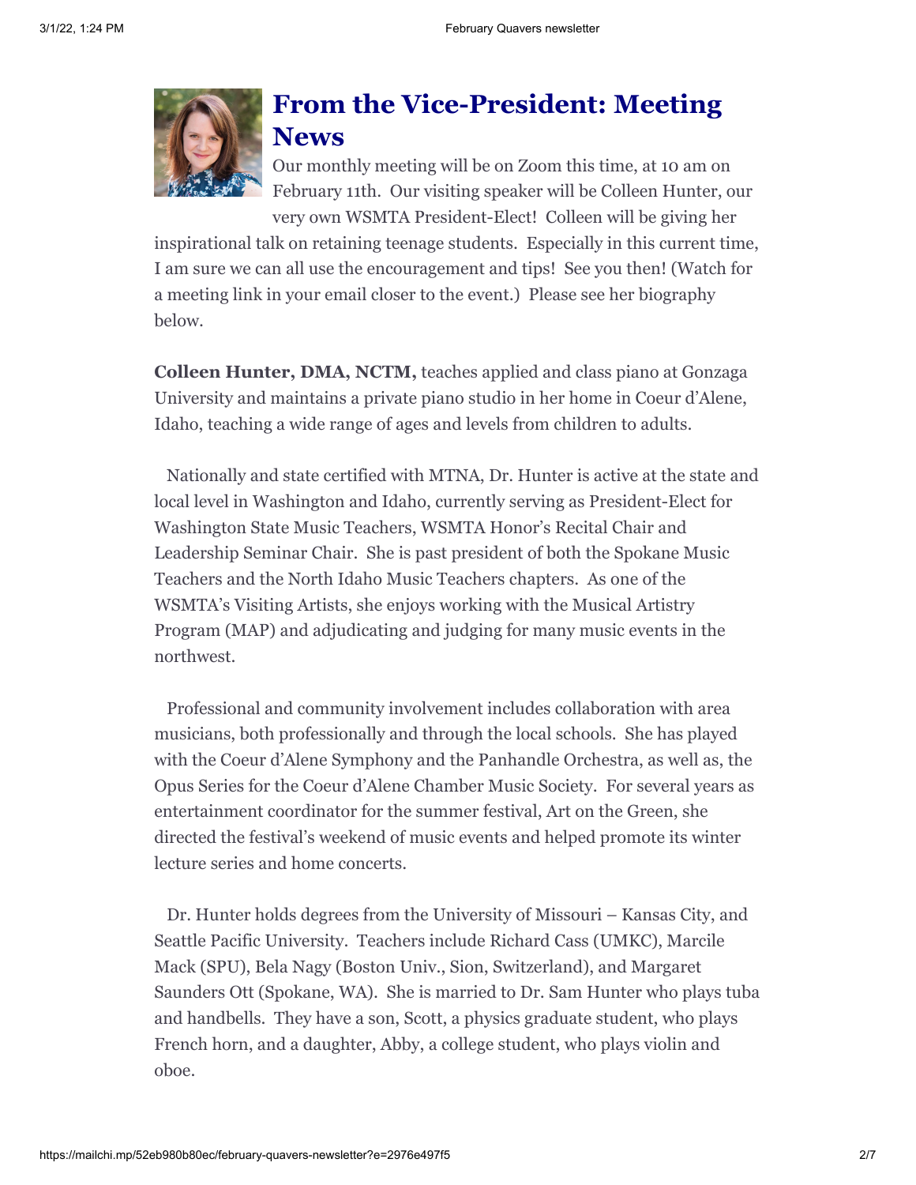## From the Vice-President: Meeting News

Our monthly meeting will be on Zoom this time, at 10 am on February 11th. Our visiting speaker will be Colleen Hunter, our very own WSMTA President-Elect! Colleen will be giving her inspirational talk on retaining teenage students. Especially in this current time, I am sure we can all use the encouragement and tips! See you then! (Watch for a meeting link in your email closer to the event.) Please see her biography below.

**Colleen Hunter, DMA, NCTM,** teaches applied and class piano at Gonzaga University and maintains a private piano studio in her home in Coeur d'Alene, Idaho, teaching a wide range of ages and levels from children to adults.

Nationally and state certified with MTNA, Dr. Hunter is active at the state and local level in Washington and Idaho, currently serving as President-Elect for Washington State Music Teachers, WSMTA Honor's Recital Chair and Leadership Seminar Chair. She is past president of both the Spokane Music Teachers and the North Idaho Music Teachers chapters. As one of the WSMTA's Visiting Artists, she enjoys working with the Musical Artistry Program (MAP) and adjudicating and judging for many music events in the northwest.

Professional and community involvement includes collaboration with area musicians, both professionally and through the local schools. She has played with the Coeur d'Alene Symphony and the Panhandle Orchestra, as well as, the Opus Series for the Coeur d'Alene Chamber Music Society. For several years as entertainment coordinator for the summer festival, Art on the Green, she directed the festival's weekend of music events and helped promote its winter lecture series and home concerts.

Dr. Hunter holds degrees from the University of Missouri – Kansas City, and Seattle Pacific University. Teachers include Richard Cass (UMKC), Marcile Mack (SPU), Bela Nagy (Boston Univ., Sion, Switzerland), and Margaret Saunders Ott (Spokane, WA). She is married to Dr. Sam Hunter who plays tuba and handbells. They have a son, Scott, a physics graduate student, who plays French horn, and a daughter, Abby, a college student, who plays violin and oboe.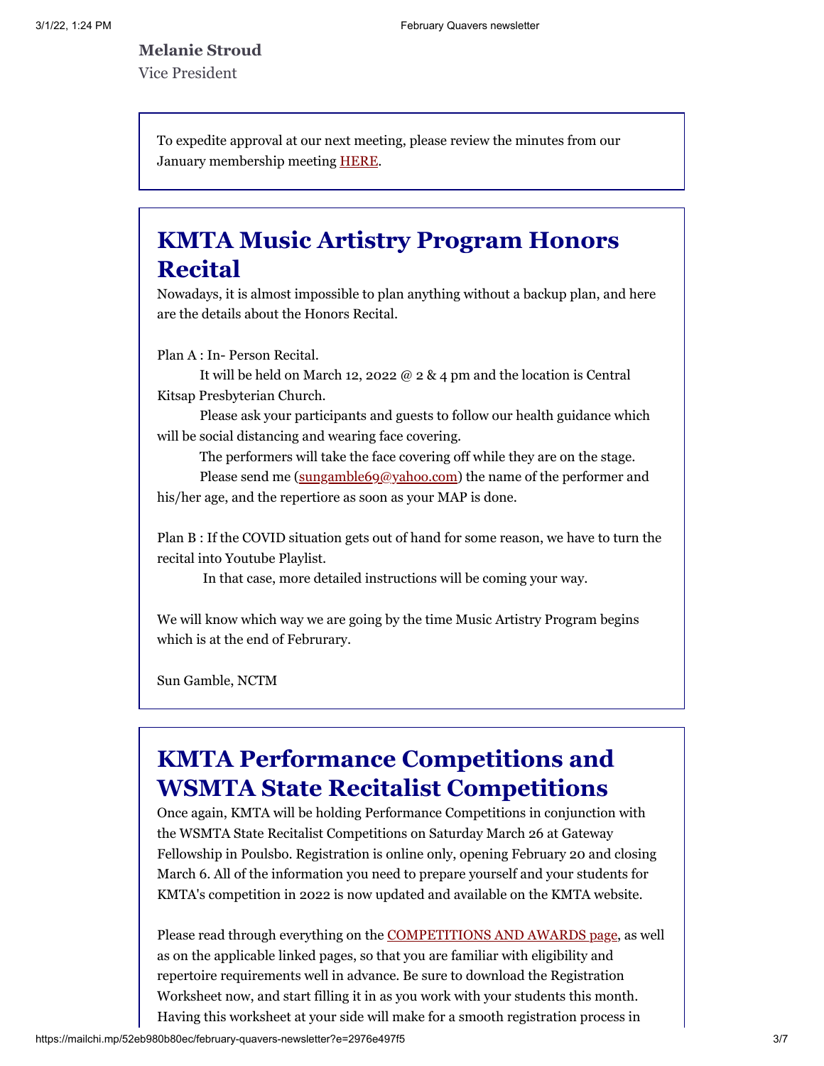**Melanie Stroud**
Vice President

To expedite approval at our next meeting, please review the minutes from our January membership meeting HERE.

## KMTA Music Artistry Program Honors Recital

Nowadays, it is almost impossible to plan anything without a backup plan, and here are the details about the Honors Recital.

Plan A : In- Person Recital.

It will be held on March 12, 2022 @ 2 & 4 pm and the location is Central Kitsap Presbyterian Church.

Please ask your participants and guests to follow our health guidance which will be social distancing and wearing face covering.

The performers will take the face covering off while they are on the stage.

Please send me (sungamble69@yahoo.com) the name of the performer and his/her age, and the repertiore as soon as your MAP is done.

Plan B : If the COVID situation gets out of hand for some reason, we have to turn the recital into Youtube Playlist.

In that case, more detailed instructions will be coming your way.

We will know which way we are going by the time Music Artistry Program begins which is at the end of Februrary.

Sun Gamble, NCTM

## KMTA Performance Competitions and WSMTA State Recitalist Competitions

Once again, KMTA will be holding Performance Competitions in conjunction with the WSMTA State Recitalist Competitions on Saturday March 26 at Gateway Fellowship in Poulsbo. Registration is online only, opening February 20 and closing March 6. All of the information you need to prepare yourself and your students for KMTA's competition in 2022 is now updated and available on the KMTA website.

Please read through everything on the COMPETITIONS AND AWARDS page, as well as on the applicable linked pages, so that you are familiar with eligibility and repertoire requirements well in advance. Be sure to download the Registration Worksheet now, and start filling it in as you work with your students this month. Having this worksheet at your side will make for a smooth registration process in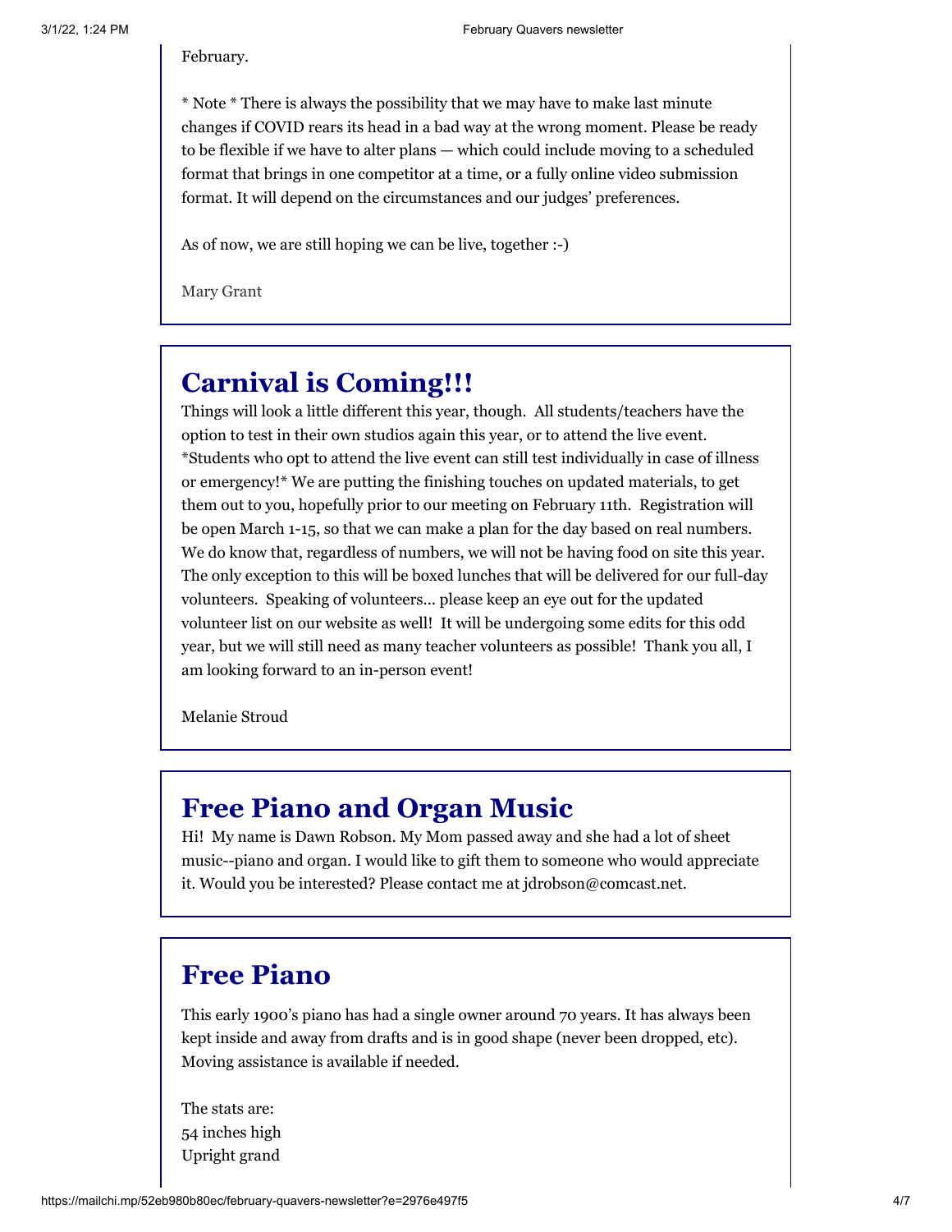February.

* Note * There is always the possibility that we may have to make last minute changes if COVID rears its head in a bad way at the wrong moment. Please be ready to be flexible if we have to alter plans — which could include moving to a scheduled format that brings in one competitor at a time, or a fully online video submission format. It will depend on the circumstances and our judges' preferences.

As of now, we are still hoping we can be live, together :-)

Mary Grant

## Carnival is Coming!!!

Things will look a little different this year, though. All students/teachers have the option to test in their own studios again this year, or to attend the live event. *Students who opt to attend the live event can still test individually in case of illness or emergency!* We are putting the finishing touches on updated materials, to get them out to you, hopefully prior to our meeting on February 11th. Registration will be open March 1-15, so that we can make a plan for the day based on real numbers. We do know that, regardless of numbers, we will not be having food on site this year. The only exception to this will be boxed lunches that will be delivered for our full-day volunteers. Speaking of volunteers... please keep an eye out for the updated volunteer list on our website as well! It will be undergoing some edits for this odd year, but we will still need as many teacher volunteers as possible! Thank you all, I am looking forward to an in-person event!

Melanie Stroud

## Free Piano and Organ Music

Hi! My name is Dawn Robson. My Mom passed away and she had a lot of sheet music--piano and organ. I would like to gift them to someone who would appreciate it. Would you be interested? Please contact me at jdrobson@comcast.net.

## Free Piano

This early 1900's piano has had a single owner around 70 years. It has always been kept inside and away from drafts and is in good shape (never been dropped, etc). Moving assistance is available if needed.

The stats are:
54 inches high
Upright grand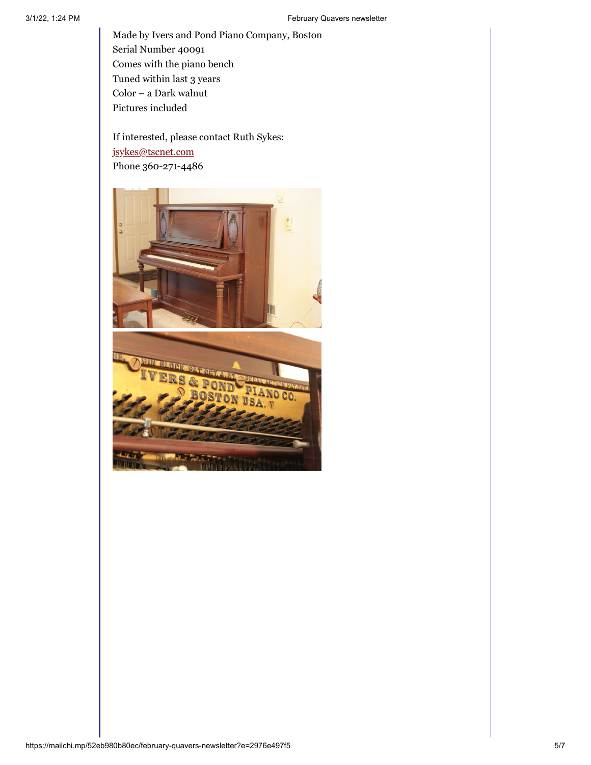Made by Ivers and Pond Piano Company, Boston
Serial Number 40091
Comes with the piano bench
Tuned within last 3 years
Color – a Dark walnut
Pictures included

If interested, please contact Ruth Sykes:
[jsykes@tscnet.com](mailto:jsykes@tscnet.com)
Phone 360-271-4486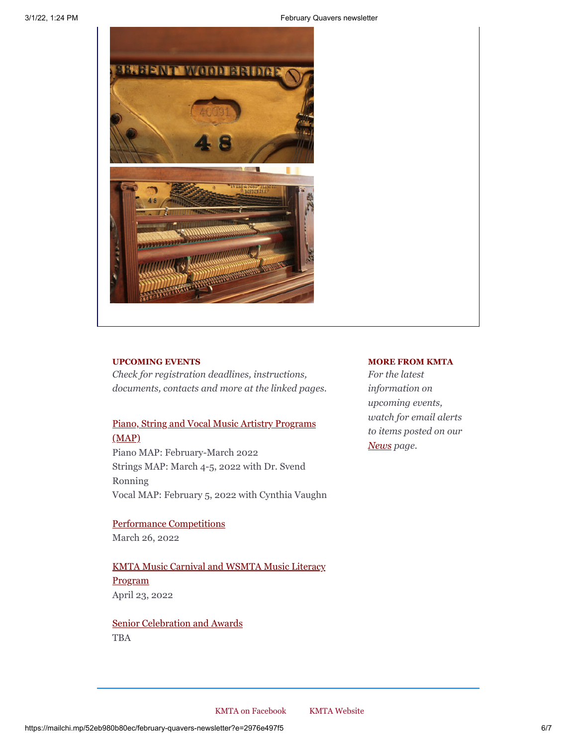**UPCOMING EVENTS**

*Check for registration deadlines, instructions, documents, contacts and more at the linked pages.*

[Piano, String and Vocal Music Artistry Programs (MAP)]
Piano MAP: February-March 2022
Strings MAP: March 4-5, 2022 with Dr. Svend Ronning
Vocal MAP: February 5, 2022 with Cynthia Vaughn

[Performance Competitions]
March 26, 2022

[KMTA Music Carnival and WSMTA Music Literacy Program]
April 23, 2022

[Senior Celebration and Awards]
TBA

**MORE FROM KMTA**

*For the latest information on upcoming events, watch for email alerts to items posted on our News page.*

KMTA on Facebook　　KMTA Website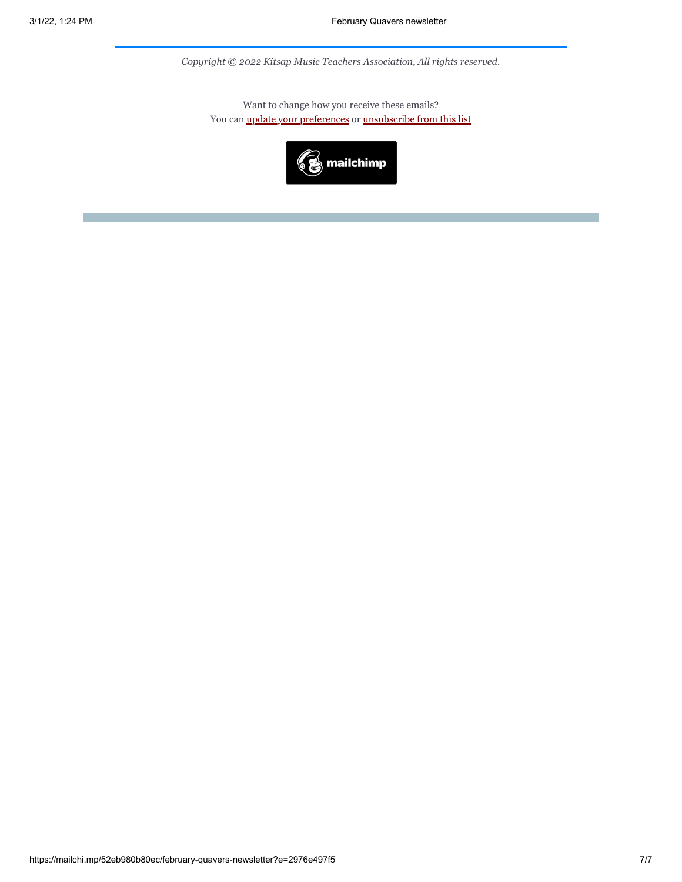---

*Copyright © 2022 Kitsap Music Teachers Association, All rights reserved.*

Want to change how you receive these emails?
You can [update your preferences](#) or [unsubscribe from this list](#)